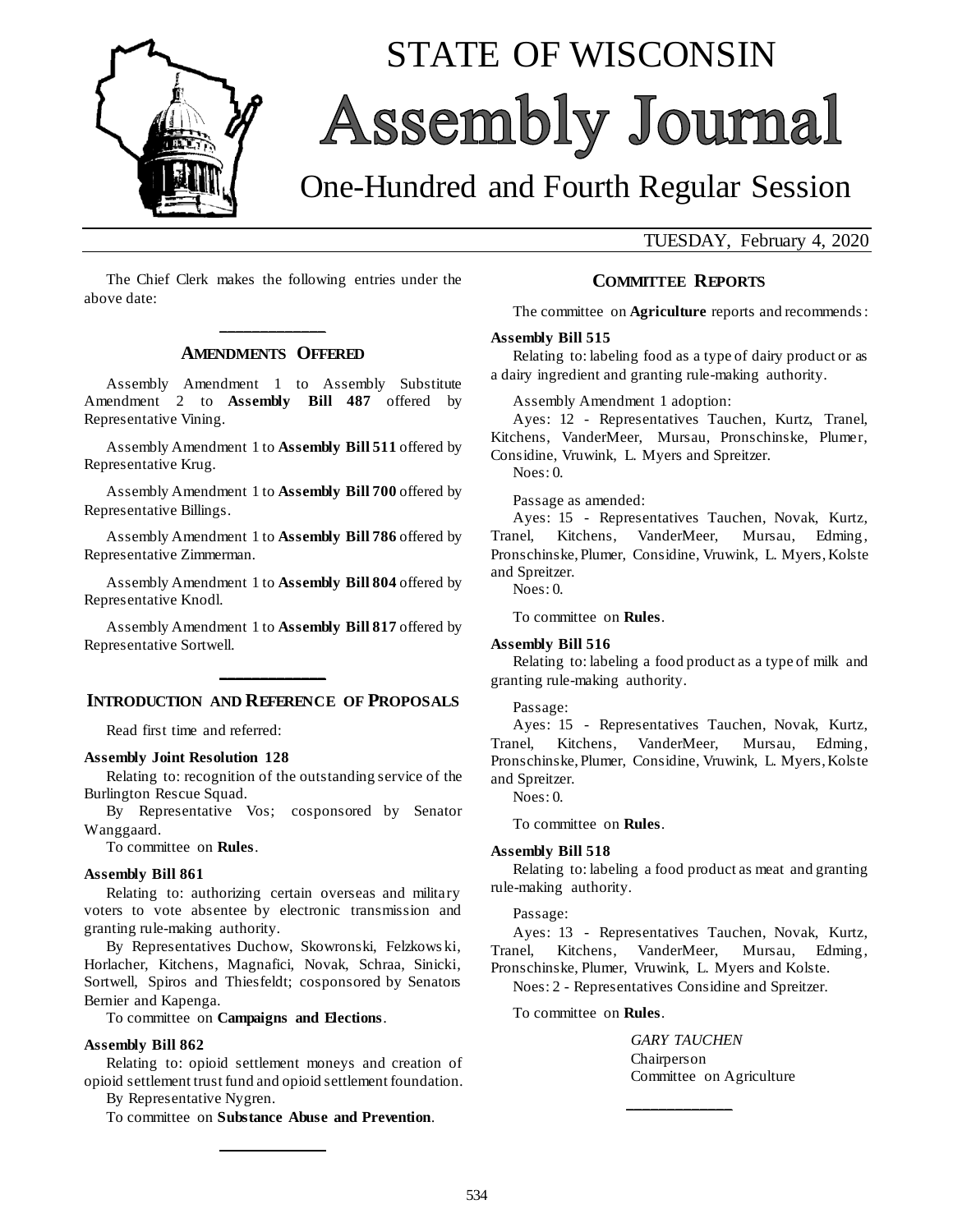# STATE OF WISCONSIN

# Assembly Journal

## One-Hundred and Fourth Regular Session

TUESDAY, February 4, 2020

The Chief Clerk makes the following entries under the above date:

## AMENDMENTS OFFERED

Assembly Amendment 1 to Assembly Substitute Amendment 2 to **Assembly Bill 487** offered by Representative Vining.

Assembly Amendment 1 to **Assembly Bill 511** offered by Representative Krug.

Assembly Amendment 1 to **Assembly Bill 700** offered by Representative Billings.

Assembly Amendment 1 to **Assembly Bill 786** offered by Representative Zimmerman.

Assembly Amendment 1 to **Assembly Bill 804** offered by Representative Knodl.

Assembly Amendment 1 to **Assembly Bill 817** offered by Representative Sortwell.

## INTRODUCTION AND REFERENCE OF PROPOSALS

Read first time and referred:

**Assembly Joint Resolution 128**

Relating to: recognition of the outstanding service of the Burlington Rescue Squad.

By Representative Vos; cosponsored by Senator Wanggaard.

To committee on **Rules**.

**Assembly Bill 861**

Relating to: authorizing certain overseas and military voters to vote absentee by electronic transmission and granting rule-making authority.

By Representatives Duchow, Skowronski, Felzkowski, Horlacher, Kitchens, Magnafici, Novak, Schraa, Sinicki, Sortwell, Spiros and Thiesfeldt; cosponsored by Senators Bernier and Kapenga.

To committee on **Campaigns and Elections**.

**Assembly Bill 862**

Relating to: opioid settlement moneys and creation of opioid settlement trust fund and opioid settlement foundation.

By Representative Nygren.

To committee on **Substance Abuse and Prevention**.

## COMMITTEE REPORTS

The committee on **Agriculture** reports and recommends:

**Assembly Bill 515**

Relating to: labeling food as a type of dairy product or as a dairy ingredient and granting rule-making authority.

Assembly Amendment 1 adoption:

Ayes: 12 - Representatives Tauchen, Kurtz, Tranel, Kitchens, VanderMeer, Mursau, Pronschinske, Plumer, Considine, Vruwink, L. Myers and Spreitzer.

Noes: 0.

Passage as amended:

Ayes: 15 - Representatives Tauchen, Novak, Kurtz, Tranel, Kitchens, VanderMeer, Mursau, Edming, Pronschinske, Plumer, Considine, Vruwink, L. Myers, Kolste and Spreitzer.

Noes: 0.

To committee on **Rules**.

**Assembly Bill 516**

Relating to: labeling a food product as a type of milk and granting rule-making authority.

Passage:

Ayes: 15 - Representatives Tauchen, Novak, Kurtz, Tranel, Kitchens, VanderMeer, Mursau, Edming, Pronschinske, Plumer, Considine, Vruwink, L. Myers, Kolste and Spreitzer.

Noes: 0.

To committee on **Rules**.

**Assembly Bill 518**

Relating to: labeling a food product as meat and granting rule-making authority.

Passage:

Ayes: 13 - Representatives Tauchen, Novak, Kurtz, Tranel, Kitchens, VanderMeer, Mursau, Edming, Pronschinske, Plumer, Vruwink, L. Myers and Kolste.

Noes: 2 - Representatives Considine and Spreitzer.

To committee on **Rules**.

*GARY TAUCHEN*
Chairperson
Committee on Agriculture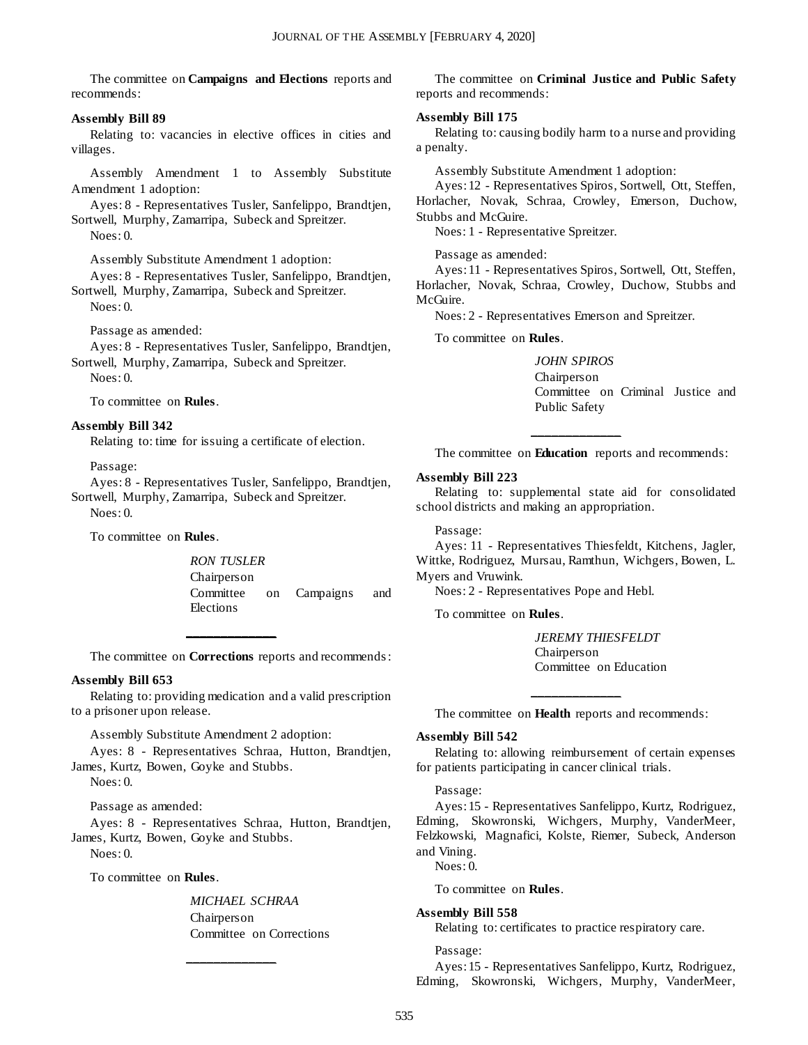The committee on **Campaigns and Elections** reports and recommends:

**Assembly Bill 89**

Relating to: vacancies in elective offices in cities and villages.

Assembly Amendment 1 to Assembly Substitute Amendment 1 adoption:

Ayes: 8 - Representatives Tusler, Sanfelippo, Brandtjen, Sortwell, Murphy, Zamarripa, Subeck and Spreitzer.

Noes: 0.

Assembly Substitute Amendment 1 adoption:

Ayes: 8 - Representatives Tusler, Sanfelippo, Brandtjen, Sortwell, Murphy, Zamarripa, Subeck and Spreitzer.

Noes: 0.

Passage as amended:

Ayes: 8 - Representatives Tusler, Sanfelippo, Brandtjen, Sortwell, Murphy, Zamarripa, Subeck and Spreitzer.

Noes: 0.

To committee on **Rules**.

**Assembly Bill 342**

Relating to: time for issuing a certificate of election.

Passage:

Ayes: 8 - Representatives Tusler, Sanfelippo, Brandtjen, Sortwell, Murphy, Zamarripa, Subeck and Spreitzer.

Noes: 0.

To committee on **Rules**.

*RON TUSLER*
Chairperson
Committee on Campaigns and Elections

---

The committee on **Corrections** reports and recommends:

**Assembly Bill 653**

Relating to: providing medication and a valid prescription to a prisoner upon release.

Assembly Substitute Amendment 2 adoption:

Ayes: 8 - Representatives Schraa, Hutton, Brandtjen, James, Kurtz, Bowen, Goyke and Stubbs.

Noes: 0.

Passage as amended:

Ayes: 8 - Representatives Schraa, Hutton, Brandtjen, James, Kurtz, Bowen, Goyke and Stubbs.

Noes: 0.

To committee on **Rules**.

*MICHAEL SCHRAA*
Chairperson
Committee on Corrections

---

The committee on **Criminal Justice and Public Safety** reports and recommends:

**Assembly Bill 175**

Relating to: causing bodily harm to a nurse and providing a penalty.

Assembly Substitute Amendment 1 adoption:

Ayes: 12 - Representatives Spiros, Sortwell, Ott, Steffen, Horlacher, Novak, Schraa, Crowley, Emerson, Duchow, Stubbs and McGuire.

Noes: 1 - Representative Spreitzer.

Passage as amended:

Ayes: 11 - Representatives Spiros, Sortwell, Ott, Steffen, Horlacher, Novak, Schraa, Crowley, Duchow, Stubbs and McGuire.

Noes: 2 - Representatives Emerson and Spreitzer.

To committee on **Rules**.

*JOHN SPIROS*
Chairperson
Committee on Criminal Justice and Public Safety

---

The committee on **Education** reports and recommends:

**Assembly Bill 223**

Relating to: supplemental state aid for consolidated school districts and making an appropriation.

Passage:

Ayes: 11 - Representatives Thiesfeldt, Kitchens, Jagler, Wittke, Rodriguez, Mursau, Ramthun, Wichgers, Bowen, L. Myers and Vruwink.

Noes: 2 - Representatives Pope and Hebl.

To committee on **Rules**.

*JEREMY THIESFELDT*
Chairperson
Committee on Education

---

The committee on **Health** reports and recommends:

**Assembly Bill 542**

Relating to: allowing reimbursement of certain expenses for patients participating in cancer clinical trials.

Passage:

Ayes: 15 - Representatives Sanfelippo, Kurtz, Rodriguez, Edming, Skowronski, Wichgers, Murphy, VanderMeer, Felzkowski, Magnafici, Kolste, Riemer, Subeck, Anderson and Vining.

Noes: 0.

To committee on **Rules**.

**Assembly Bill 558**

Relating to: certificates to practice respiratory care.

Passage:

Ayes: 15 - Representatives Sanfelippo, Kurtz, Rodriguez, Edming, Skowronski, Wichgers, Murphy, VanderMeer,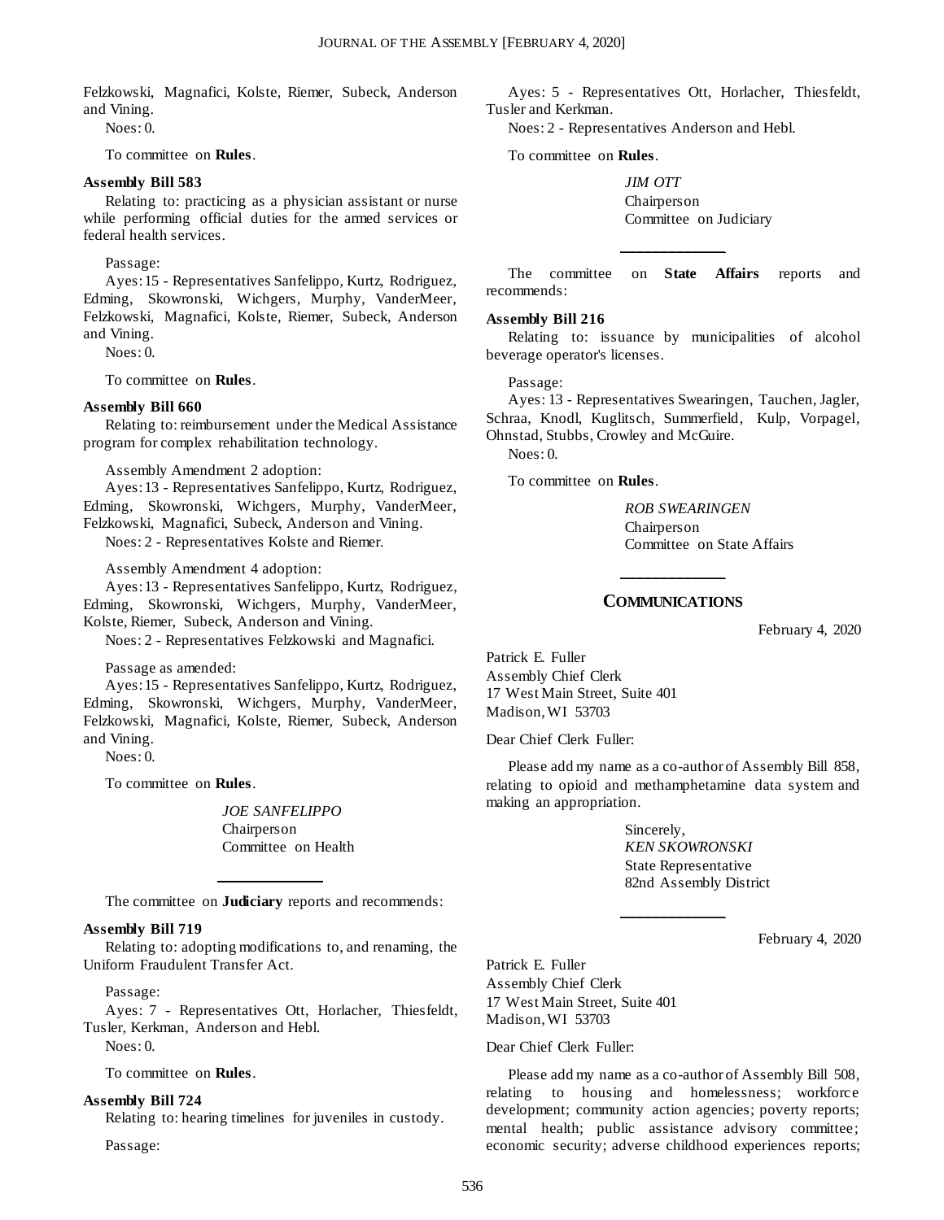Felzkowski, Magnafici, Kolste, Riemer, Subeck, Anderson and Vining.

Noes: 0.

To committee on **Rules**.

**Assembly Bill 583**

Relating to: practicing as a physician assistant or nurse while performing official duties for the armed services or federal health services.

Passage:

Ayes: 15 - Representatives Sanfelippo, Kurtz, Rodriguez, Edming, Skowronski, Wichgers, Murphy, VanderMeer, Felzkowski, Magnafici, Kolste, Riemer, Subeck, Anderson and Vining.

Noes: 0.

To committee on **Rules**.

**Assembly Bill 660**

Relating to: reimbursement under the Medical Assistance program for complex rehabilitation technology.

Assembly Amendment 2 adoption:

Ayes: 13 - Representatives Sanfelippo, Kurtz, Rodriguez, Edming, Skowronski, Wichgers, Murphy, VanderMeer, Felzkowski, Magnafici, Subeck, Anderson and Vining.

Noes: 2 - Representatives Kolste and Riemer.

Assembly Amendment 4 adoption:

Ayes: 13 - Representatives Sanfelippo, Kurtz, Rodriguez, Edming, Skowronski, Wichgers, Murphy, VanderMeer, Kolste, Riemer, Subeck, Anderson and Vining.

Noes: 2 - Representatives Felzkowski and Magnafici.

Passage as amended:

Ayes: 15 - Representatives Sanfelippo, Kurtz, Rodriguez, Edming, Skowronski, Wichgers, Murphy, VanderMeer, Felzkowski, Magnafici, Kolste, Riemer, Subeck, Anderson and Vining.

Noes: 0.

To committee on **Rules**.

*JOE SANFELIPPO*
Chairperson
Committee on Health

---

The committee on **Judiciary** reports and recommends:

**Assembly Bill 719**

Relating to: adopting modifications to, and renaming, the Uniform Fraudulent Transfer Act.

Passage:

Ayes: 7 - Representatives Ott, Horlacher, Thiesfeldt, Tusler, Kerkman, Anderson and Hebl.

Noes: 0.

To committee on **Rules**.

**Assembly Bill 724**

Relating to: hearing timelines for juveniles in custody.

Passage:

Ayes: 5 - Representatives Ott, Horlacher, Thiesfeldt, Tusler and Kerkman.

Noes: 2 - Representatives Anderson and Hebl.

To committee on **Rules**.

*JIM OTT*
Chairperson
Committee on Judiciary

---

The committee on **State Affairs** reports and recommends:

**Assembly Bill 216**

Relating to: issuance by municipalities of alcohol beverage operator's licenses.

Passage:

Ayes: 13 - Representatives Swearingen, Tauchen, Jagler, Schraa, Knodl, Kuglitsch, Summerfield, Kulp, Vorpagel, Ohnstad, Stubbs, Crowley and McGuire.

Noes: 0.

To committee on **Rules**.

*ROB SWEARINGEN*
Chairperson
Committee on State Affairs

---

## COMMUNICATIONS

February 4, 2020

Patrick E. Fuller
Assembly Chief Clerk
17 West Main Street, Suite 401
Madison, WI 53703

Dear Chief Clerk Fuller:

Please add my name as a co-author of Assembly Bill 858, relating to opioid and methamphetamine data system and making an appropriation.

Sincerely,
*KEN SKOWRONSKI*
State Representative
82nd Assembly District

---

February 4, 2020

Patrick E. Fuller
Assembly Chief Clerk
17 West Main Street, Suite 401
Madison, WI 53703

Dear Chief Clerk Fuller:

Please add my name as a co-author of Assembly Bill 508, relating to housing and homelessness; workforce development; community action agencies; poverty reports; mental health; public assistance advisory committee; economic security; adverse childhood experiences reports;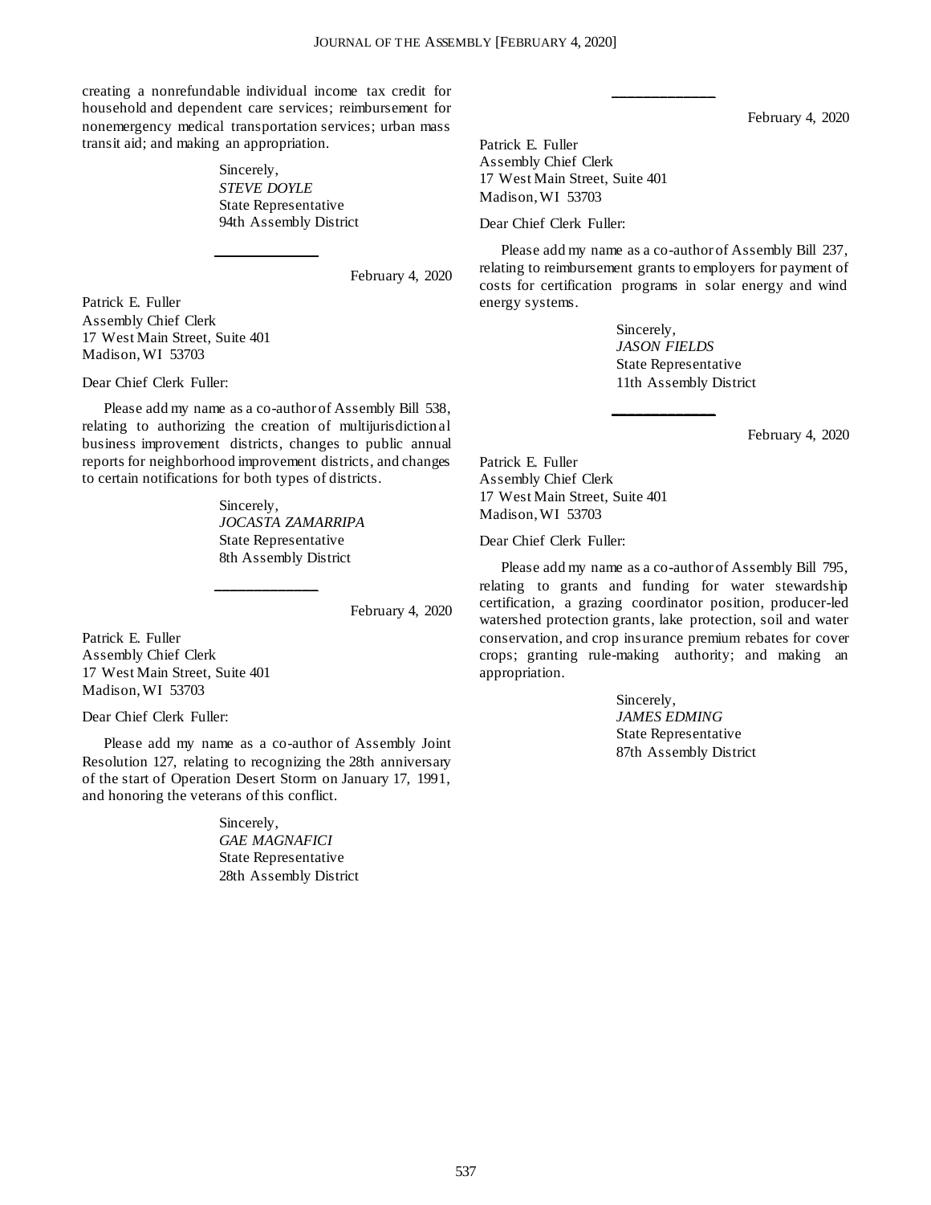creating a nonrefundable individual income tax credit for household and dependent care services; reimbursement for nonemergency medical transportation services; urban mass transit aid; and making an appropriation.

Sincerely,
*STEVE DOYLE*
State Representative
94th Assembly District

---

February 4, 2020

Patrick E. Fuller
Assembly Chief Clerk
17 West Main Street, Suite 401
Madison, WI 53703

Dear Chief Clerk Fuller:

Please add my name as a co-author of Assembly Bill 538, relating to authorizing the creation of multijurisdictional business improvement districts, changes to public annual reports for neighborhood improvement districts, and changes to certain notifications for both types of districts.

Sincerely,
*JOCASTA ZAMARRIPA*
State Representative
8th Assembly District

---

February 4, 2020

Patrick E. Fuller
Assembly Chief Clerk
17 West Main Street, Suite 401
Madison, WI 53703

Dear Chief Clerk Fuller:

Please add my name as a co-author of Assembly Joint Resolution 127, relating to recognizing the 28th anniversary of the start of Operation Desert Storm on January 17, 1991, and honoring the veterans of this conflict.

Sincerely,
*GAE MAGNAFICI*
State Representative
28th Assembly District

---

February 4, 2020

Patrick E. Fuller
Assembly Chief Clerk
17 West Main Street, Suite 401
Madison, WI 53703

Dear Chief Clerk Fuller:

Please add my name as a co-author of Assembly Bill 237, relating to reimbursement grants to employers for payment of costs for certification programs in solar energy and wind energy systems.

Sincerely,
*JASON FIELDS*
State Representative
11th Assembly District

---

February 4, 2020

Patrick E. Fuller
Assembly Chief Clerk
17 West Main Street, Suite 401
Madison, WI 53703

Dear Chief Clerk Fuller:

Please add my name as a co-author of Assembly Bill 795, relating to grants and funding for water stewardship certification, a grazing coordinator position, producer-led watershed protection grants, lake protection, soil and water conservation, and crop insurance premium rebates for cover crops; granting rule-making authority; and making an appropriation.

Sincerely,
*JAMES EDMING*
State Representative
87th Assembly District